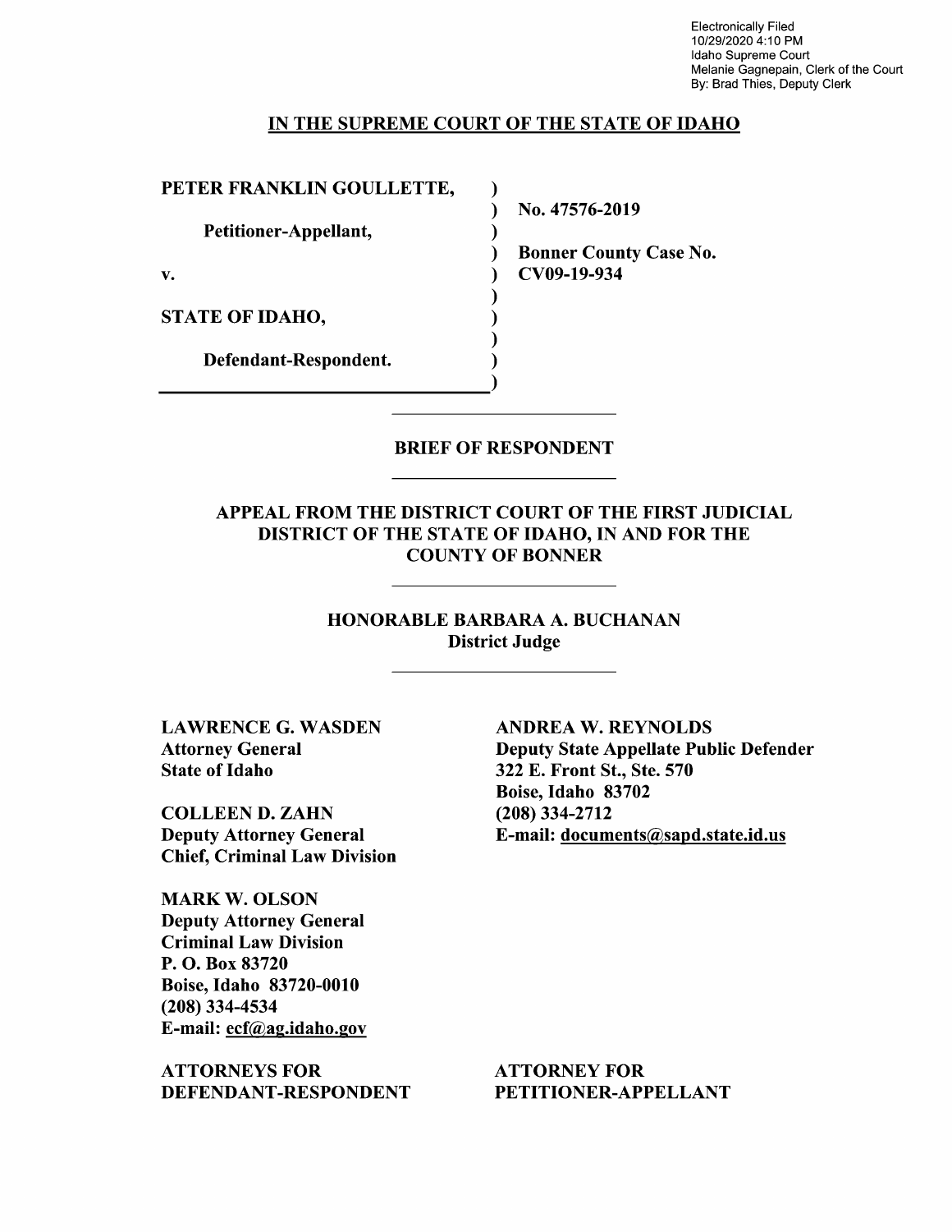Electronically Filed
10/29/2020 4:10 PM
Idaho Supreme Court
Melanie Gagnepain, Clerk of the Court
By: Brad Thies, Deputy Clerk

**IN THE SUPREME COURT OF THE STATE OF IDAHO**

| | |
|---|---|
| **PETER FRANKLIN GOULLETTE,** | **No. 47576-2019** |
| **Petitioner-Appellant,** | |
| **v.** | **Bonner County Case No. CV09-19-934** |
| **STATE OF IDAHO,** | |
| **Defendant-Respondent.** | |

# BRIEF OF RESPONDENT

## APPEAL FROM THE DISTRICT COURT OF THE FIRST JUDICIAL DISTRICT OF THE STATE OF IDAHO, IN AND FOR THE COUNTY OF BONNER

### HONORABLE BARBARA A. BUCHANAN
### District Judge

**LAWRENCE G. WASDEN**
**Attorney General**
**State of Idaho**

**COLLEEN D. ZAHN**
**Deputy Attorney General**
**Chief, Criminal Law Division**

**MARK W. OLSON**
**Deputy Attorney General**
**Criminal Law Division**
**P. O. Box 83720**
**Boise, Idaho 83720-0010**
**(208) 334-4534**
**E-mail: ecf@ag.idaho.gov**

**ATTORNEYS FOR DEFENDANT-RESPONDENT**

**ANDREA W. REYNOLDS**
**Deputy State Appellate Public Defender**
**322 E. Front St., Ste. 570**
**Boise, Idaho 83702**
**(208) 334-2712**
**E-mail: documents@sapd.state.id.us**

**ATTORNEY FOR PETITIONER-APPELLANT**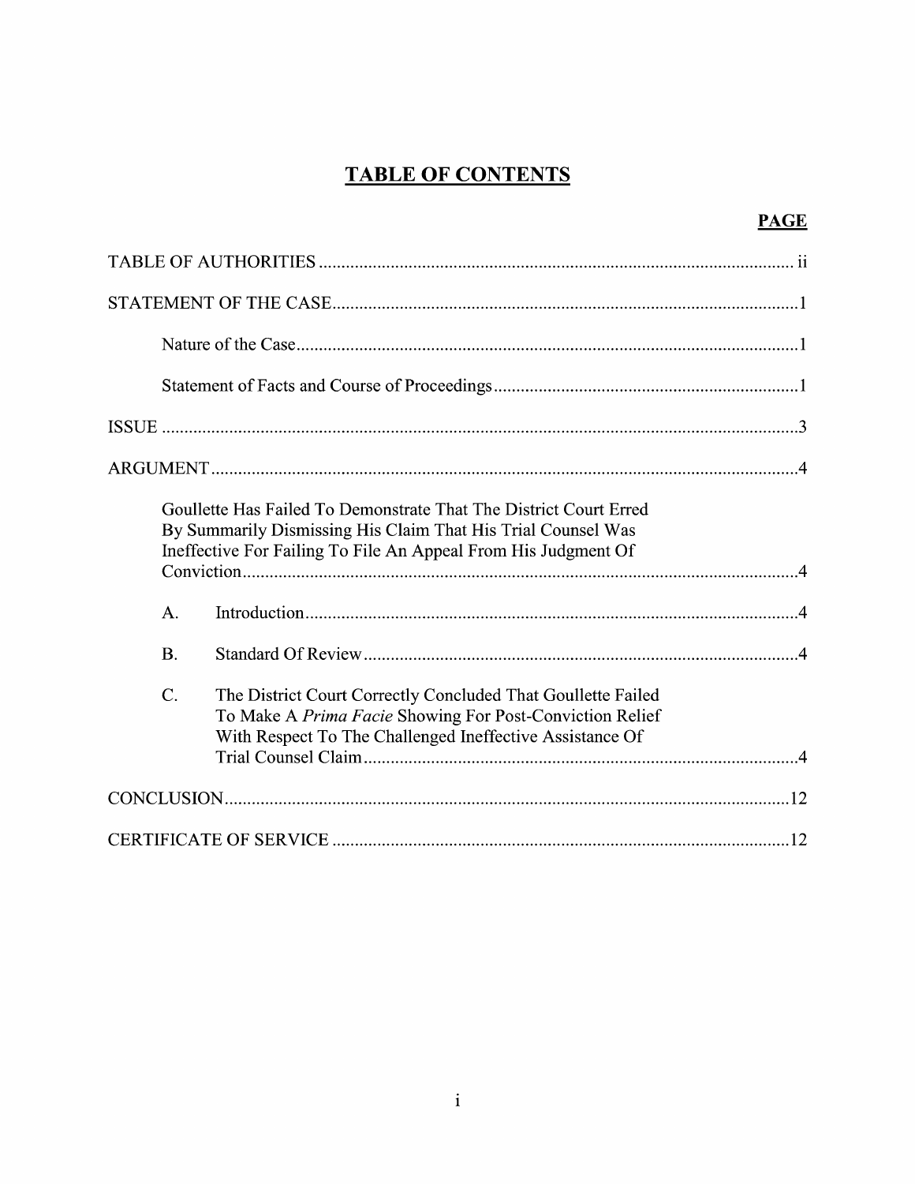# TABLE OF CONTENTS

| | PAGE |
|---|---|
| TABLE OF AUTHORITIES | ii |
| STATEMENT OF THE CASE | 1 |
| Nature of the Case | 1 |
| Statement of Facts and Course of Proceedings | 1 |
| ISSUE | 3 |
| ARGUMENT | 4 |
| Goullette Has Failed To Demonstrate That The District Court Erred By Summarily Dismissing His Claim That His Trial Counsel Was Ineffective For Failing To File An Appeal From His Judgment Of Conviction | 4 |
| A. Introduction | 4 |
| B. Standard Of Review | 4 |
| C. The District Court Correctly Concluded That Goullette Failed To Make A *Prima Facie* Showing For Post-Conviction Relief With Respect To The Challenged Ineffective Assistance Of Trial Counsel Claim | 4 |
| CONCLUSION | 12 |
| CERTIFICATE OF SERVICE | 12 |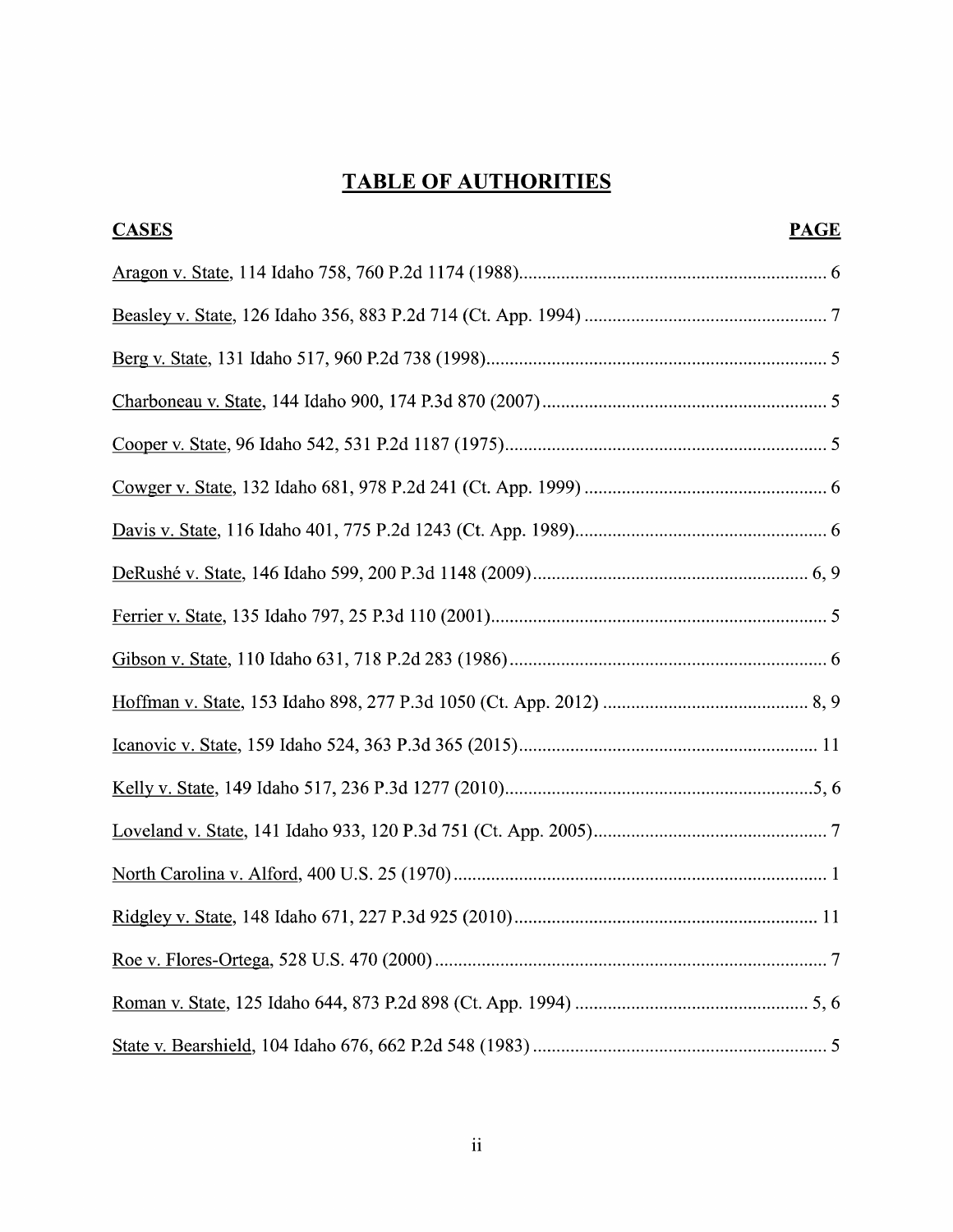# TABLE OF AUTHORITIES

| CASES | PAGE |
|---|---|
| Aragon v. State, 114 Idaho 758, 760 P.2d 1174 (1988) | 6 |
| Beasley v. State, 126 Idaho 356, 883 P.2d 714 (Ct. App. 1994) | 7 |
| Berg v. State, 131 Idaho 517, 960 P.2d 738 (1998) | 5 |
| Charboneau v. State, 144 Idaho 900, 174 P.3d 870 (2007) | 5 |
| Cooper v. State, 96 Idaho 542, 531 P.2d 1187 (1975) | 5 |
| Cowger v. State, 132 Idaho 681, 978 P.2d 241 (Ct. App. 1999) | 6 |
| Davis v. State, 116 Idaho 401, 775 P.2d 1243 (Ct. App. 1989) | 6 |
| DeRushé v. State, 146 Idaho 599, 200 P.3d 1148 (2009) | 6, 9 |
| Ferrier v. State, 135 Idaho 797, 25 P.3d 110 (2001) | 5 |
| Gibson v. State, 110 Idaho 631, 718 P.2d 283 (1986) | 6 |
| Hoffman v. State, 153 Idaho 898, 277 P.3d 1050 (Ct. App. 2012) | 8, 9 |
| Icanovic v. State, 159 Idaho 524, 363 P.3d 365 (2015) | 11 |
| Kelly v. State, 149 Idaho 517, 236 P.3d 1277 (2010) | 5, 6 |
| Loveland v. State, 141 Idaho 933, 120 P.3d 751 (Ct. App. 2005) | 7 |
| North Carolina v. Alford, 400 U.S. 25 (1970) | 1 |
| Ridgley v. State, 148 Idaho 671, 227 P.3d 925 (2010) | 11 |
| Roe v. Flores-Ortega, 528 U.S. 470 (2000) | 7 |
| Roman v. State, 125 Idaho 644, 873 P.2d 898 (Ct. App. 1994) | 5, 6 |
| State v. Bearshield, 104 Idaho 676, 662 P.2d 548 (1983) | 5 |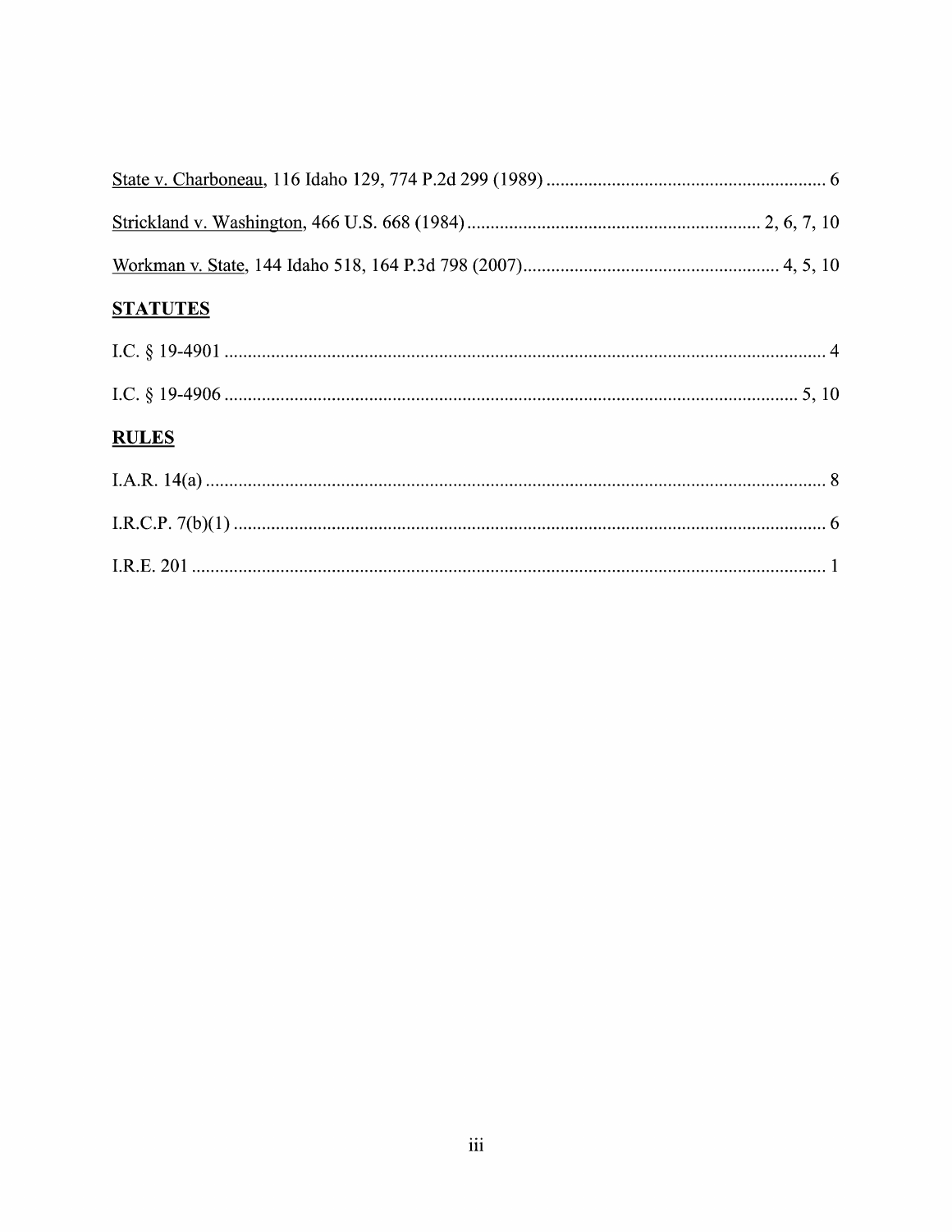State v. Charboneau, 116 Idaho 129, 774 P.2d 299 (1989) ............................................................ 6

Strickland v. Washington, 466 U.S. 668 (1984) ............................................................. 2, 6, 7, 10

Workman v. State, 144 Idaho 518, 164 P.3d 798 (2007)...................................................... 4, 5, 10

## STATUTES

I.C. § 19-4901 ................................................................................................................... 4

I.C. § 19-4906 ............................................................................................................. 5, 10

## RULES

I.A.R. 14(a) ..................................................................................................................... 8

I.R.C.P. 7(b)(1) ................................................................................................................. 6

I.R.E. 201 .......................................................................................................................... 1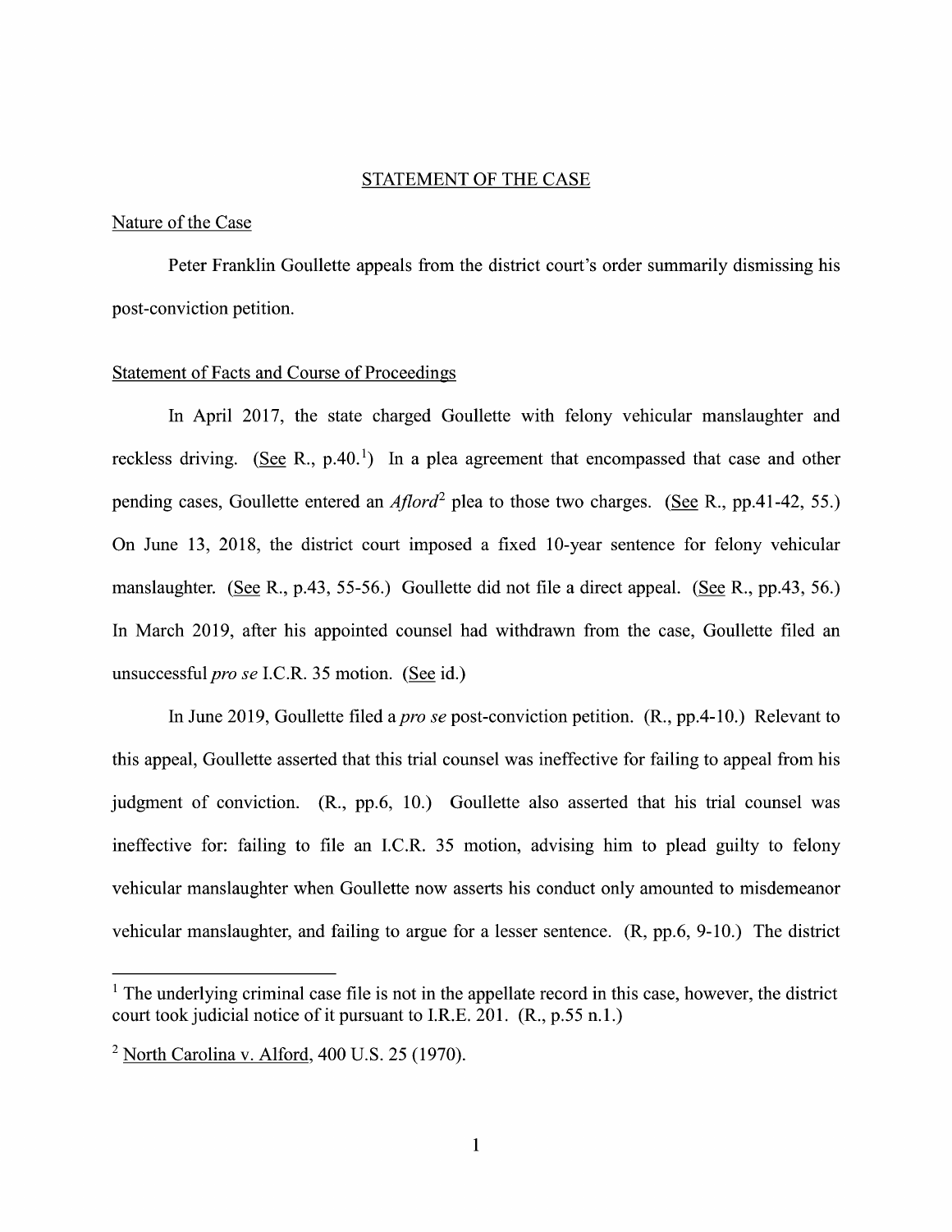## STATEMENT OF THE CASE

### Nature of the Case

Peter Franklin Goullette appeals from the district court's order summarily dismissing his post-conviction petition.

### Statement of Facts and Course of Proceedings

In April 2017, the state charged Goullette with felony vehicular manslaughter and reckless driving. (See R., p.40.[1]) In a plea agreement that encompassed that case and other pending cases, Goullette entered an *Aflord*[2] plea to those two charges. (See R., pp.41-42, 55.) On June 13, 2018, the district court imposed a fixed 10-year sentence for felony vehicular manslaughter. (See R., p.43, 55-56.) Goullette did not file a direct appeal. (See R., pp.43, 56.) In March 2019, after his appointed counsel had withdrawn from the case, Goullette filed an unsuccessful *pro se* I.C.R. 35 motion. (See id.)

In June 2019, Goullette filed a *pro se* post-conviction petition. (R., pp.4-10.) Relevant to this appeal, Goullette asserted that this trial counsel was ineffective for failing to appeal from his judgment of conviction. (R., pp.6, 10.) Goullette also asserted that his trial counsel was ineffective for: failing to file an I.C.R. 35 motion, advising him to plead guilty to felony vehicular manslaughter when Goullette now asserts his conduct only amounted to misdemeanor vehicular manslaughter, and failing to argue for a lesser sentence. (R, pp.6, 9-10.) The district

---

[1] The underlying criminal case file is not in the appellate record in this case, however, the district court took judicial notice of it pursuant to I.R.E. 201. (R., p.55 n.1.)

[2] North Carolina v. Alford, 400 U.S. 25 (1970).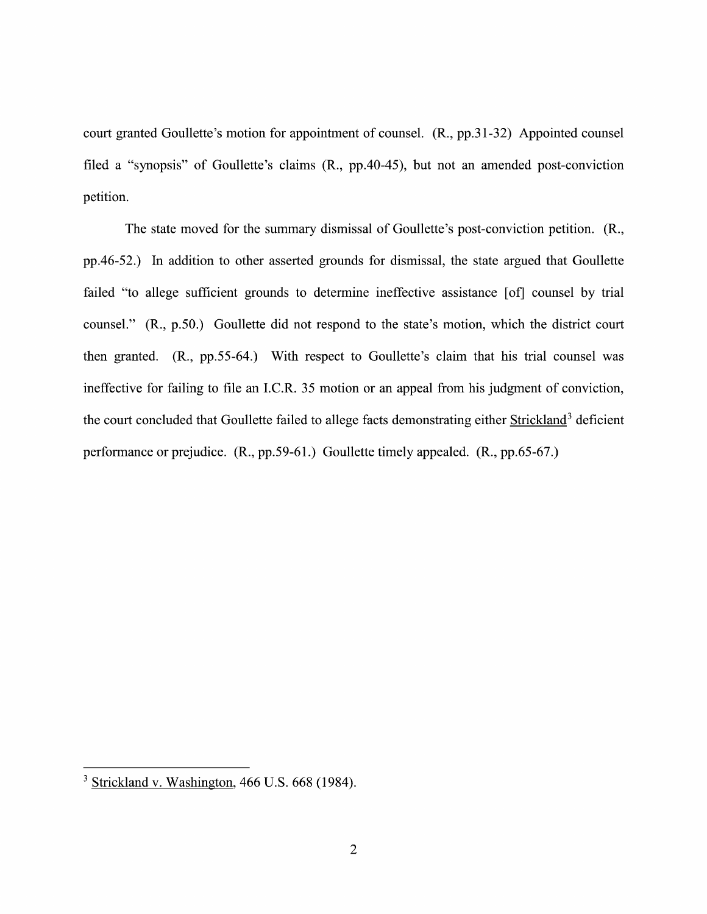court granted Goullette's motion for appointment of counsel. (R., pp.31-32) Appointed counsel filed a "synopsis" of Goullette's claims (R., pp.40-45), but not an amended post-conviction petition.

The state moved for the summary dismissal of Goullette's post-conviction petition. (R., pp.46-52.) In addition to other asserted grounds for dismissal, the state argued that Goullette failed "to allege sufficient grounds to determine ineffective assistance [of] counsel by trial counsel." (R., p.50.) Goullette did not respond to the state's motion, which the district court then granted. (R., pp.55-64.) With respect to Goullette's claim that his trial counsel was ineffective for failing to file an I.C.R. 35 motion or an appeal from his judgment of conviction, the court concluded that Goullette failed to allege facts demonstrating either Strickland[3] deficient performance or prejudice. (R., pp.59-61.) Goullette timely appealed. (R., pp.65-67.)

---

[3] Strickland v. Washington, 466 U.S. 668 (1984).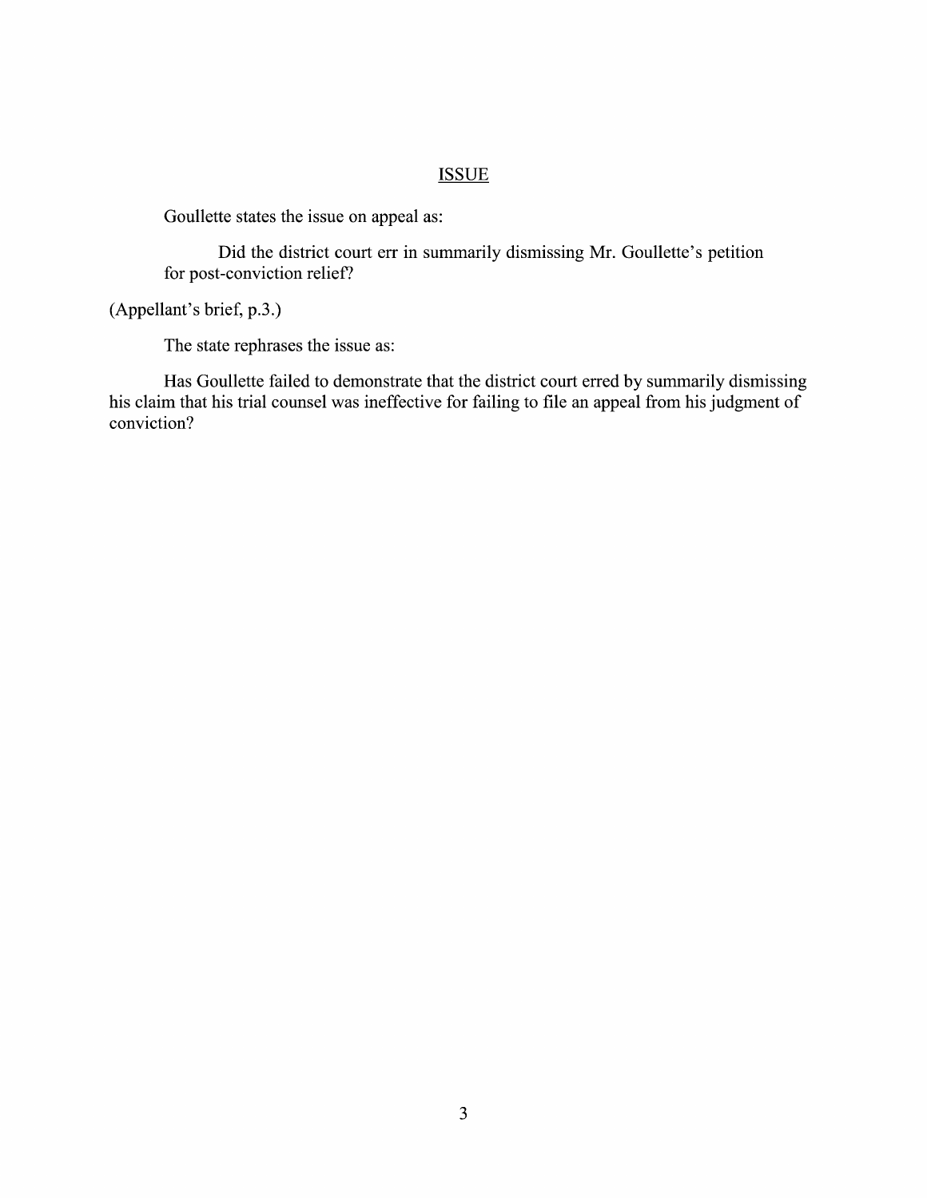## ISSUE

Goullette states the issue on appeal as:

> Did the district court err in summarily dismissing Mr. Goullette's petition for post-conviction relief?

(Appellant's brief, p.3.)

The state rephrases the issue as:

Has Goullette failed to demonstrate that the district court erred by summarily dismissing his claim that his trial counsel was ineffective for failing to file an appeal from his judgment of conviction?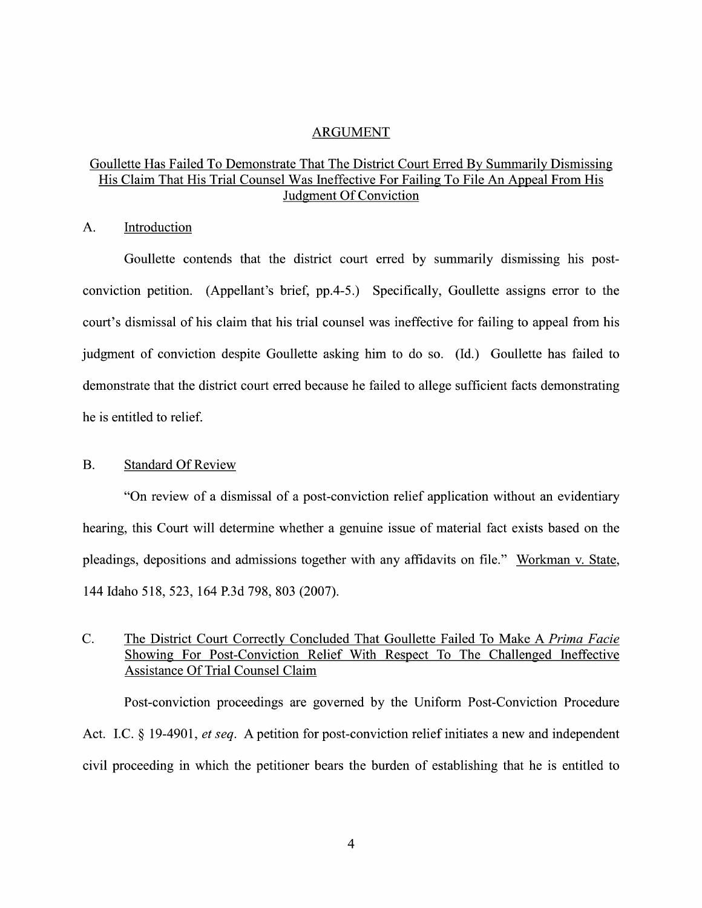# ARGUMENT

## Goullette Has Failed To Demonstrate That The District Court Erred By Summarily Dismissing His Claim That His Trial Counsel Was Ineffective For Failing To File An Appeal From His Judgment Of Conviction

### A. Introduction

Goullette contends that the district court erred by summarily dismissing his post-conviction petition. (Appellant's brief, pp.4-5.) Specifically, Goullette assigns error to the court's dismissal of his claim that his trial counsel was ineffective for failing to appeal from his judgment of conviction despite Goullette asking him to do so. (Id.) Goullette has failed to demonstrate that the district court erred because he failed to allege sufficient facts demonstrating he is entitled to relief.

### B. Standard Of Review

"On review of a dismissal of a post-conviction relief application without an evidentiary hearing, this Court will determine whether a genuine issue of material fact exists based on the pleadings, depositions and admissions together with any affidavits on file." Workman v. State, 144 Idaho 518, 523, 164 P.3d 798, 803 (2007).

### C. The District Court Correctly Concluded That Goullette Failed To Make A *Prima Facie* Showing For Post-Conviction Relief With Respect To The Challenged Ineffective Assistance Of Trial Counsel Claim

Post-conviction proceedings are governed by the Uniform Post-Conviction Procedure Act. I.C. § 19-4901, *et seq*. A petition for post-conviction relief initiates a new and independent civil proceeding in which the petitioner bears the burden of establishing that he is entitled to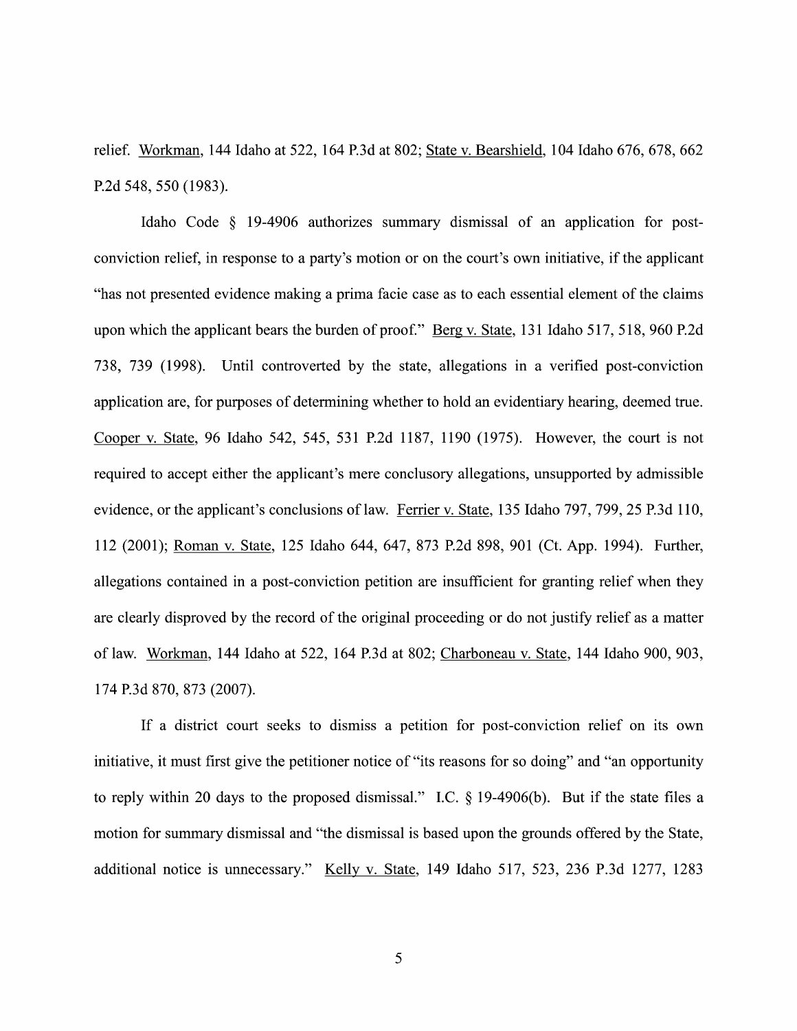relief. Workman, 144 Idaho at 522, 164 P.3d at 802; State v. Bearshield, 104 Idaho 676, 678, 662 P.2d 548, 550 (1983).

Idaho Code § 19-4906 authorizes summary dismissal of an application for post-conviction relief, in response to a party's motion or on the court's own initiative, if the applicant "has not presented evidence making a prima facie case as to each essential element of the claims upon which the applicant bears the burden of proof." Berg v. State, 131 Idaho 517, 518, 960 P.2d 738, 739 (1998). Until controverted by the state, allegations in a verified post-conviction application are, for purposes of determining whether to hold an evidentiary hearing, deemed true. Cooper v. State, 96 Idaho 542, 545, 531 P.2d 1187, 1190 (1975). However, the court is not required to accept either the applicant's mere conclusory allegations, unsupported by admissible evidence, or the applicant's conclusions of law. Ferrier v. State, 135 Idaho 797, 799, 25 P.3d 110, 112 (2001); Roman v. State, 125 Idaho 644, 647, 873 P.2d 898, 901 (Ct. App. 1994). Further, allegations contained in a post-conviction petition are insufficient for granting relief when they are clearly disproved by the record of the original proceeding or do not justify relief as a matter of law. Workman, 144 Idaho at 522, 164 P.3d at 802; Charboneau v. State, 144 Idaho 900, 903, 174 P.3d 870, 873 (2007).

If a district court seeks to dismiss a petition for post-conviction relief on its own initiative, it must first give the petitioner notice of "its reasons for so doing" and "an opportunity to reply within 20 days to the proposed dismissal." I.C. § 19-4906(b). But if the state files a motion for summary dismissal and "the dismissal is based upon the grounds offered by the State, additional notice is unnecessary." Kelly v. State, 149 Idaho 517, 523, 236 P.3d 1277, 1283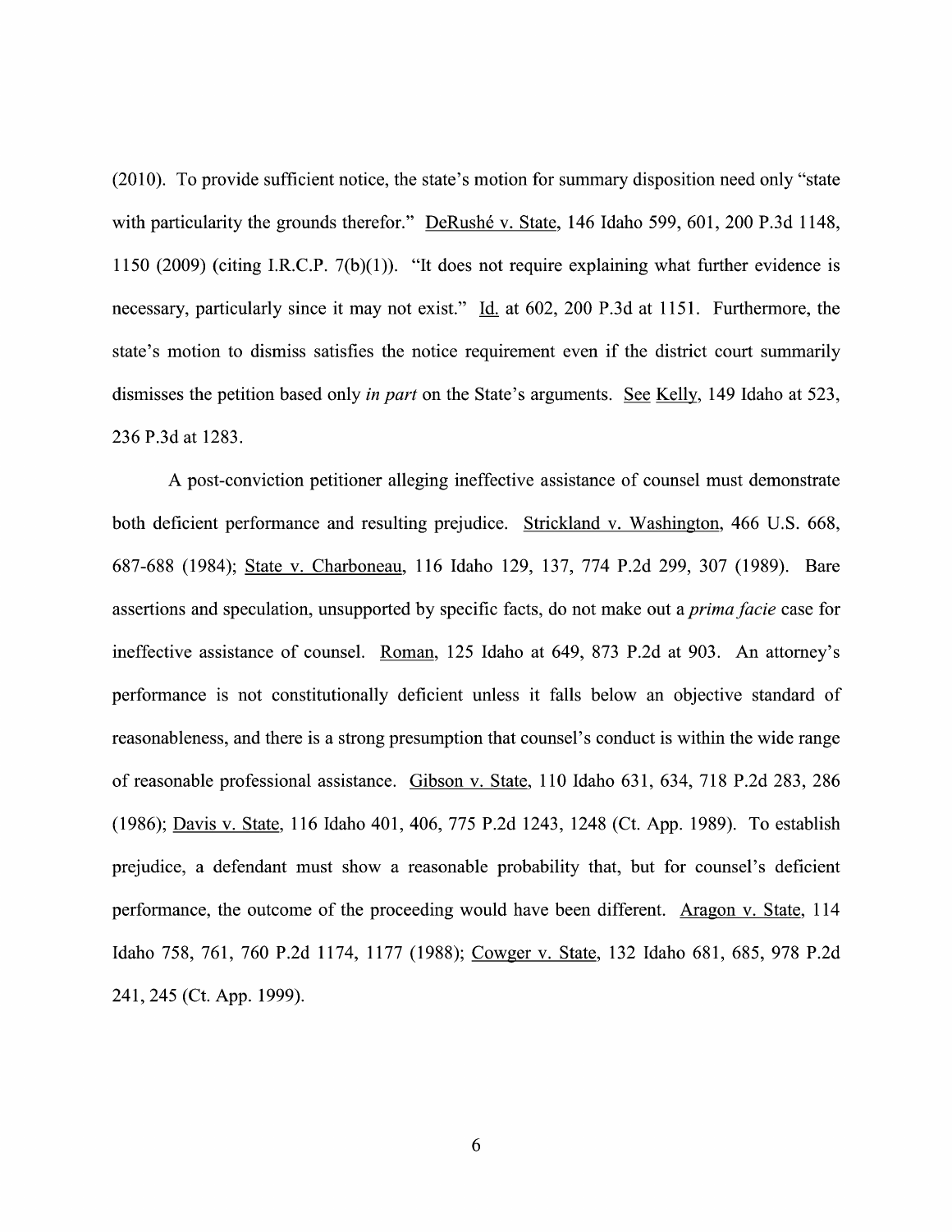(2010). To provide sufficient notice, the state's motion for summary disposition need only "state with particularity the grounds therefor." DeRushé v. State, 146 Idaho 599, 601, 200 P.3d 1148, 1150 (2009) (citing I.R.C.P. 7(b)(1)). "It does not require explaining what further evidence is necessary, particularly since it may not exist." Id. at 602, 200 P.3d at 1151. Furthermore, the state's motion to dismiss satisfies the notice requirement even if the district court summarily dismisses the petition based only *in part* on the State's arguments. See Kelly, 149 Idaho at 523, 236 P.3d at 1283.

A post-conviction petitioner alleging ineffective assistance of counsel must demonstrate both deficient performance and resulting prejudice. Strickland v. Washington, 466 U.S. 668, 687-688 (1984); State v. Charboneau, 116 Idaho 129, 137, 774 P.2d 299, 307 (1989). Bare assertions and speculation, unsupported by specific facts, do not make out a *prima facie* case for ineffective assistance of counsel. Roman, 125 Idaho at 649, 873 P.2d at 903. An attorney's performance is not constitutionally deficient unless it falls below an objective standard of reasonableness, and there is a strong presumption that counsel's conduct is within the wide range of reasonable professional assistance. Gibson v. State, 110 Idaho 631, 634, 718 P.2d 283, 286 (1986); Davis v. State, 116 Idaho 401, 406, 775 P.2d 1243, 1248 (Ct. App. 1989). To establish prejudice, a defendant must show a reasonable probability that, but for counsel's deficient performance, the outcome of the proceeding would have been different. Aragon v. State, 114 Idaho 758, 761, 760 P.2d 1174, 1177 (1988); Cowger v. State, 132 Idaho 681, 685, 978 P.2d 241, 245 (Ct. App. 1999).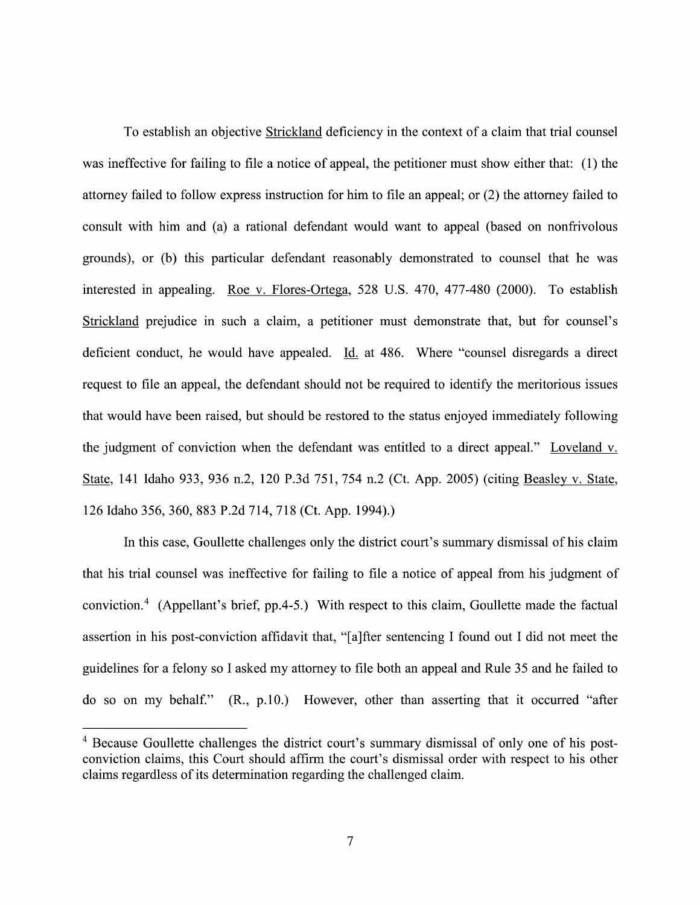To establish an objective Strickland deficiency in the context of a claim that trial counsel was ineffective for failing to file a notice of appeal, the petitioner must show either that: (1) the attorney failed to follow express instruction for him to file an appeal; or (2) the attorney failed to consult with him and (a) a rational defendant would want to appeal (based on nonfrivolous grounds), or (b) this particular defendant reasonably demonstrated to counsel that he was interested in appealing. Roe v. Flores-Ortega, 528 U.S. 470, 477-480 (2000). To establish Strickland prejudice in such a claim, a petitioner must demonstrate that, but for counsel's deficient conduct, he would have appealed. Id. at 486. Where "counsel disregards a direct request to file an appeal, the defendant should not be required to identify the meritorious issues that would have been raised, but should be restored to the status enjoyed immediately following the judgment of conviction when the defendant was entitled to a direct appeal." Loveland v. State, 141 Idaho 933, 936 n.2, 120 P.3d 751, 754 n.2 (Ct. App. 2005) (citing Beasley v. State, 126 Idaho 356, 360, 883 P.2d 714, 718 (Ct. App. 1994).)

In this case, Goullette challenges only the district court's summary dismissal of his claim that his trial counsel was ineffective for failing to file a notice of appeal from his judgment of conviction.[4] (Appellant's brief, pp.4-5.) With respect to this claim, Goullette made the factual assertion in his post-conviction affidavit that, "[a]fter sentencing I found out I did not meet the guidelines for a felony so I asked my attorney to file both an appeal and Rule 35 and he failed to do so on my behalf." (R., p.10.) However, other than asserting that it occurred "after

[4] Because Goullette challenges the district court's summary dismissal of only one of his post-conviction claims, this Court should affirm the court's dismissal order with respect to his other claims regardless of its determination regarding the challenged claim.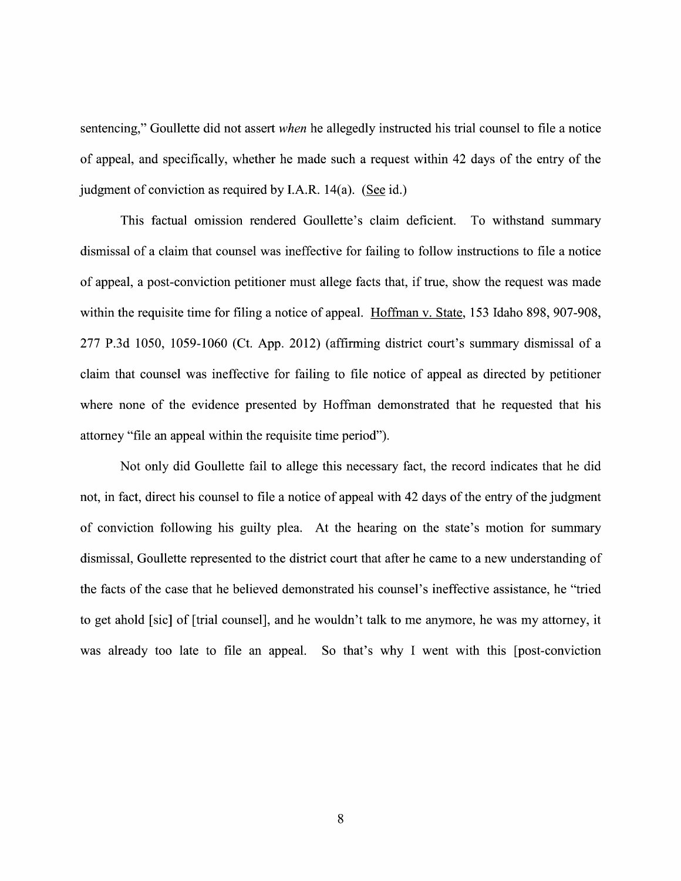sentencing," Goullette did not assert *when* he allegedly instructed his trial counsel to file a notice of appeal, and specifically, whether he made such a request within 42 days of the entry of the judgment of conviction as required by I.A.R. 14(a). (See id.)

This factual omission rendered Goullette's claim deficient. To withstand summary dismissal of a claim that counsel was ineffective for failing to follow instructions to file a notice of appeal, a post-conviction petitioner must allege facts that, if true, show the request was made within the requisite time for filing a notice of appeal. Hoffman v. State, 153 Idaho 898, 907-908, 277 P.3d 1050, 1059-1060 (Ct. App. 2012) (affirming district court's summary dismissal of a claim that counsel was ineffective for failing to file notice of appeal as directed by petitioner where none of the evidence presented by Hoffman demonstrated that he requested that his attorney "file an appeal within the requisite time period").

Not only did Goullette fail to allege this necessary fact, the record indicates that he did not, in fact, direct his counsel to file a notice of appeal with 42 days of the entry of the judgment of conviction following his guilty plea. At the hearing on the state's motion for summary dismissal, Goullette represented to the district court that after he came to a new understanding of the facts of the case that he believed demonstrated his counsel's ineffective assistance, he "tried to get ahold [sic] of [trial counsel], and he wouldn't talk to me anymore, he was my attorney, it was already too late to file an appeal. So that's why I went with this [post-conviction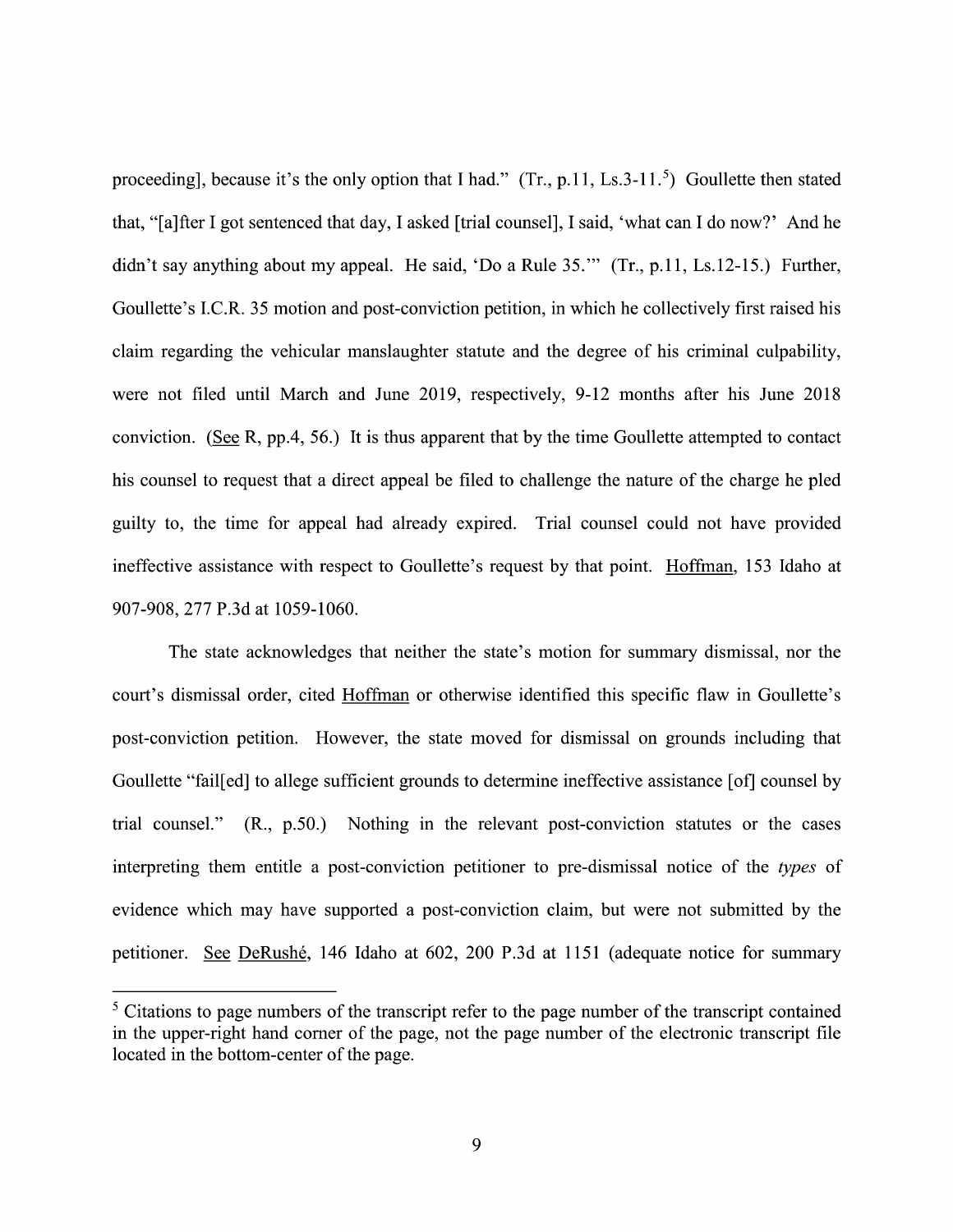proceeding], because it's the only option that I had." (Tr., p.11, Ls.3-11.[5]) Goullette then stated that, "[a]fter I got sentenced that day, I asked [trial counsel], I said, 'what can I do now?' And he didn't say anything about my appeal. He said, 'Do a Rule 35.'" (Tr., p.11, Ls.12-15.) Further, Goullette's I.C.R. 35 motion and post-conviction petition, in which he collectively first raised his claim regarding the vehicular manslaughter statute and the degree of his criminal culpability, were not filed until March and June 2019, respectively, 9-12 months after his June 2018 conviction. (See R, pp.4, 56.) It is thus apparent that by the time Goullette attempted to contact his counsel to request that a direct appeal be filed to challenge the nature of the charge he pled guilty to, the time for appeal had already expired. Trial counsel could not have provided ineffective assistance with respect to Goullette's request by that point. Hoffman, 153 Idaho at 907-908, 277 P.3d at 1059-1060.

The state acknowledges that neither the state's motion for summary dismissal, nor the court's dismissal order, cited Hoffman or otherwise identified this specific flaw in Goullette's post-conviction petition. However, the state moved for dismissal on grounds including that Goullette "fail[ed] to allege sufficient grounds to determine ineffective assistance [of] counsel by trial counsel." (R., p.50.) Nothing in the relevant post-conviction statutes or the cases interpreting them entitle a post-conviction petitioner to pre-dismissal notice of the *types* of evidence which may have supported a post-conviction claim, but were not submitted by the petitioner. See DeRushé, 146 Idaho at 602, 200 P.3d at 1151 (adequate notice for summary

[5] Citations to page numbers of the transcript refer to the page number of the transcript contained in the upper-right hand corner of the page, not the page number of the electronic transcript file located in the bottom-center of the page.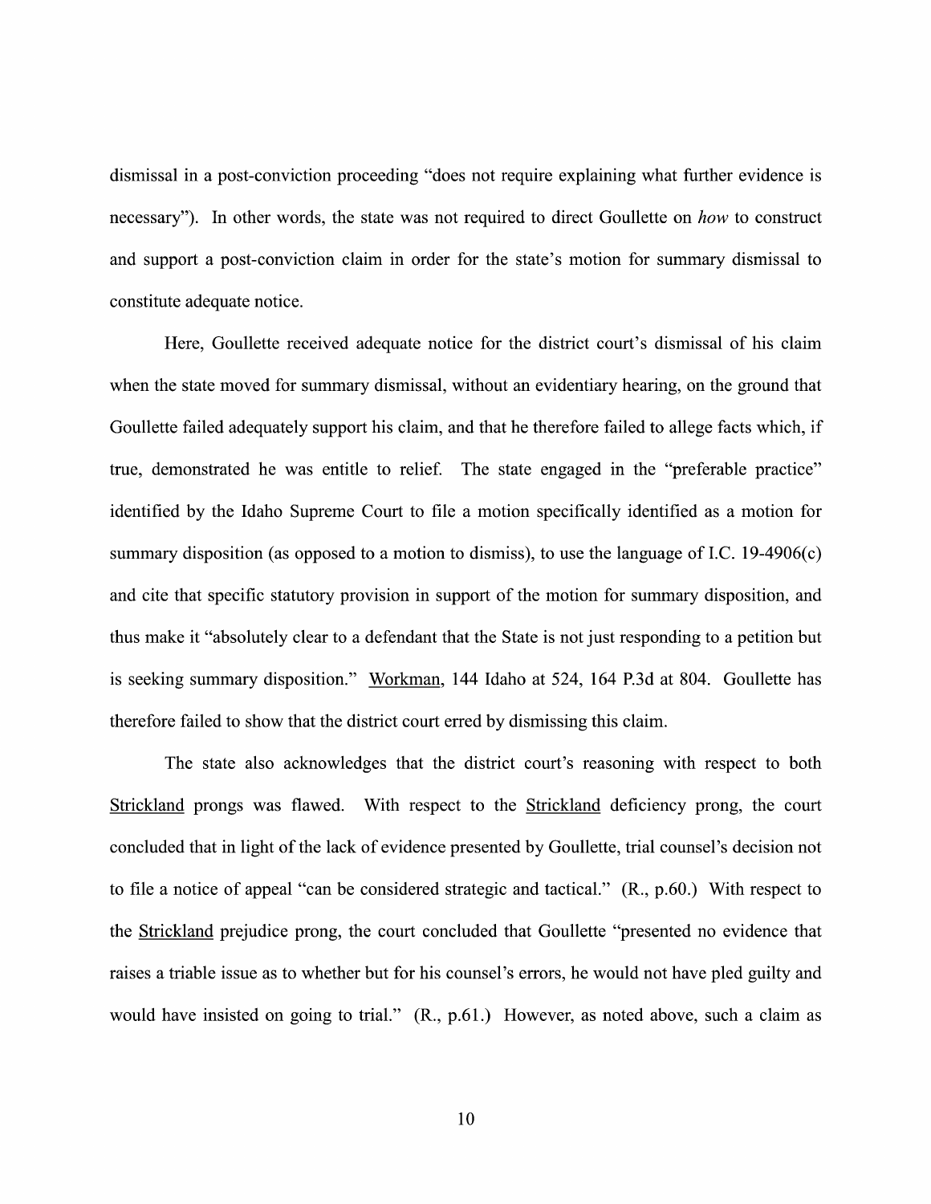dismissal in a post-conviction proceeding "does not require explaining what further evidence is necessary"). In other words, the state was not required to direct Goullette on *how* to construct and support a post-conviction claim in order for the state's motion for summary dismissal to constitute adequate notice.

Here, Goullette received adequate notice for the district court's dismissal of his claim when the state moved for summary dismissal, without an evidentiary hearing, on the ground that Goullette failed adequately support his claim, and that he therefore failed to allege facts which, if true, demonstrated he was entitle to relief. The state engaged in the "preferable practice" identified by the Idaho Supreme Court to file a motion specifically identified as a motion for summary disposition (as opposed to a motion to dismiss), to use the language of I.C. 19-4906(c) and cite that specific statutory provision in support of the motion for summary disposition, and thus make it "absolutely clear to a defendant that the State is not just responding to a petition but is seeking summary disposition." Workman, 144 Idaho at 524, 164 P.3d at 804. Goullette has therefore failed to show that the district court erred by dismissing this claim.

The state also acknowledges that the district court's reasoning with respect to both Strickland prongs was flawed. With respect to the Strickland deficiency prong, the court concluded that in light of the lack of evidence presented by Goullette, trial counsel's decision not to file a notice of appeal "can be considered strategic and tactical." (R., p.60.) With respect to the Strickland prejudice prong, the court concluded that Goullette "presented no evidence that raises a triable issue as to whether but for his counsel's errors, he would not have pled guilty and would have insisted on going to trial." (R., p.61.) However, as noted above, such a claim as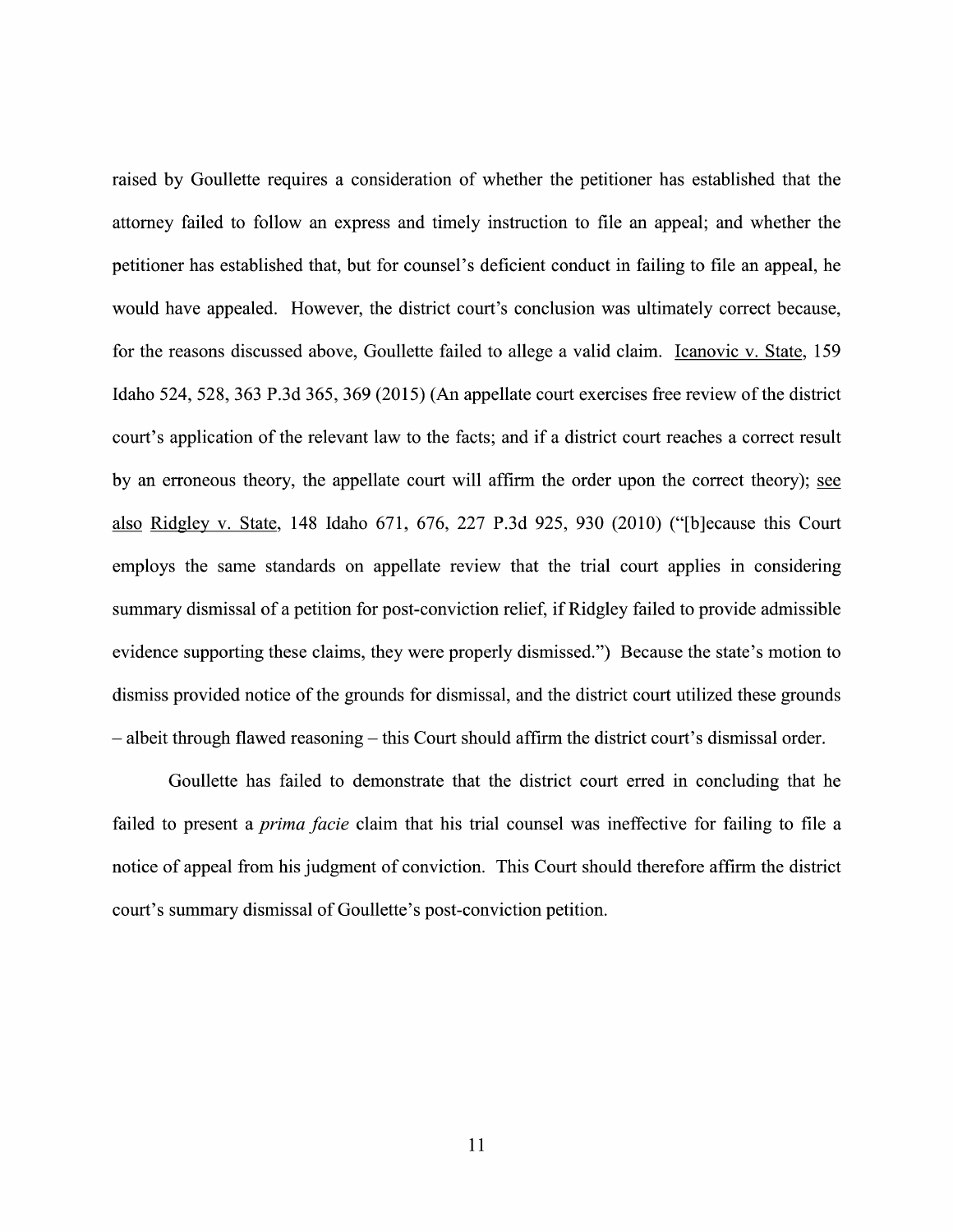raised by Goullette requires a consideration of whether the petitioner has established that the attorney failed to follow an express and timely instruction to file an appeal; and whether the petitioner has established that, but for counsel's deficient conduct in failing to file an appeal, he would have appealed. However, the district court's conclusion was ultimately correct because, for the reasons discussed above, Goullette failed to allege a valid claim. Icanovic v. State, 159 Idaho 524, 528, 363 P.3d 365, 369 (2015) (An appellate court exercises free review of the district court's application of the relevant law to the facts; and if a district court reaches a correct result by an erroneous theory, the appellate court will affirm the order upon the correct theory); see also Ridgley v. State, 148 Idaho 671, 676, 227 P.3d 925, 930 (2010) ("[b]ecause this Court employs the same standards on appellate review that the trial court applies in considering summary dismissal of a petition for post-conviction relief, if Ridgley failed to provide admissible evidence supporting these claims, they were properly dismissed.") Because the state's motion to dismiss provided notice of the grounds for dismissal, and the district court utilized these grounds – albeit through flawed reasoning – this Court should affirm the district court's dismissal order.

Goullette has failed to demonstrate that the district court erred in concluding that he failed to present a *prima facie* claim that his trial counsel was ineffective for failing to file a notice of appeal from his judgment of conviction. This Court should therefore affirm the district court's summary dismissal of Goullette's post-conviction petition.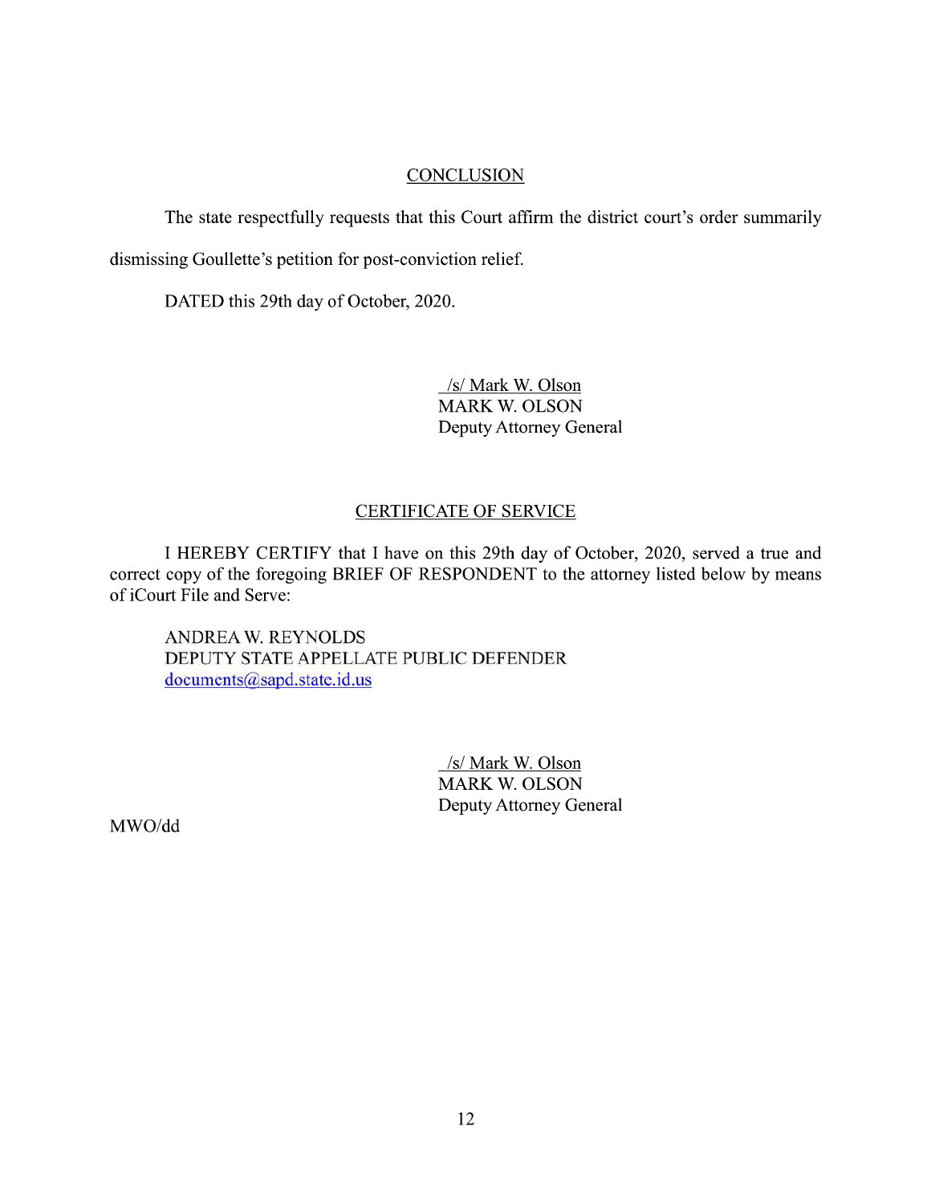## CONCLUSION

The state respectfully requests that this Court affirm the district court's order summarily dismissing Goullette's petition for post-conviction relief.

DATED this 29th day of October, 2020.

/s/ Mark W. Olson
MARK W. OLSON
Deputy Attorney General

## CERTIFICATE OF SERVICE

I HEREBY CERTIFY that I have on this 29th day of October, 2020, served a true and correct copy of the foregoing BRIEF OF RESPONDENT to the attorney listed below by means of iCourt File and Serve:

ANDREA W. REYNOLDS
DEPUTY STATE APPELLATE PUBLIC DEFENDER
documents@sapd.state.id.us

/s/ Mark W. Olson
MARK W. OLSON
Deputy Attorney General

MWO/dd